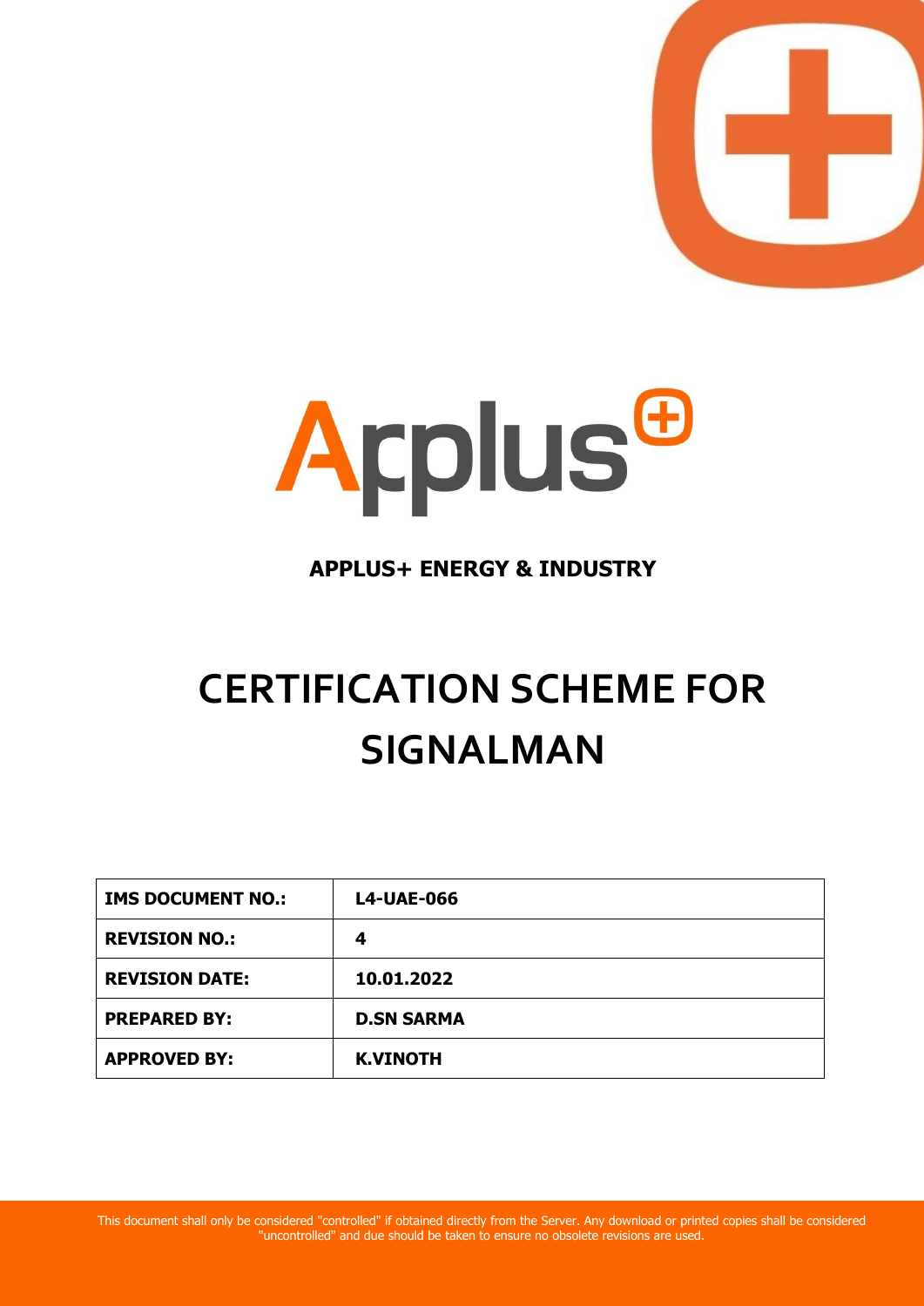**APPLUS+ ENERGY & INDUSTRY**

# CERTIFICATION SCHEME FOR SIGNALMAN

| IMS DOCUMENT NO.: | L4-UAE-066 |
|---|---|
| REVISION NO.: | 4 |
| REVISION DATE: | 10.01.2022 |
| PREPARED BY: | D.SN SARMA |
| APPROVED BY: | K.VINOTH |

This document shall only be considered "controlled" if obtained directly from the Server. Any download or printed copies shall be considered "uncontrolled" and due should be taken to ensure no obsolete revisions are used.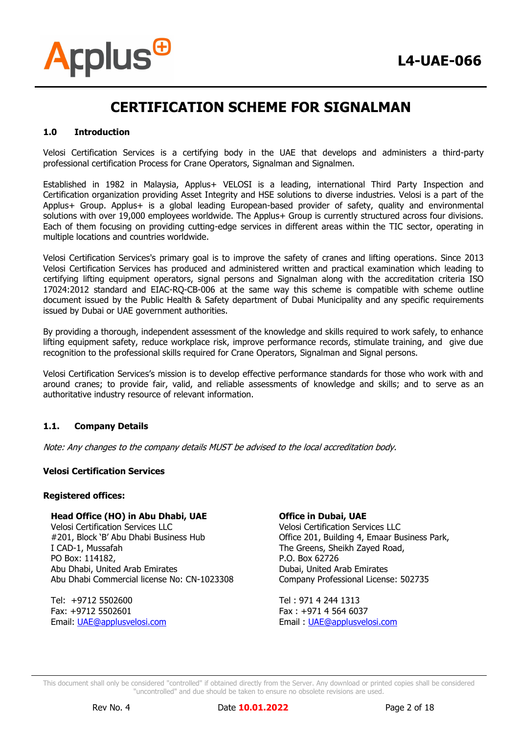# CERTIFICATION SCHEME FOR SIGNALMAN

## 1.0 Introduction

Velosi Certification Services is a certifying body in the UAE that develops and administers a third-party professional certification Process for Crane Operators, Signalman and Signalmen.

Established in 1982 in Malaysia, Applus+ VELOSI is a leading, international Third Party Inspection and Certification organization providing Asset Integrity and HSE solutions to diverse industries. Velosi is a part of the Applus+ Group. Applus+ is a global leading European-based provider of safety, quality and environmental solutions with over 19,000 employees worldwide. The Applus+ Group is currently structured across four divisions. Each of them focusing on providing cutting-edge services in different areas within the TIC sector, operating in multiple locations and countries worldwide.

Velosi Certification Services's primary goal is to improve the safety of cranes and lifting operations. Since 2013 Velosi Certification Services has produced and administered written and practical examination which leading to certifying lifting equipment operators, signal persons and Signalman along with the accreditation criteria ISO 17024:2012 standard and EIAC-RQ-CB-006 at the same way this scheme is compatible with scheme outline document issued by the Public Health & Safety department of Dubai Municipality and any specific requirements issued by Dubai or UAE government authorities.

By providing a thorough, independent assessment of the knowledge and skills required to work safely, to enhance lifting equipment safety, reduce workplace risk, improve performance records, stimulate training, and give due recognition to the professional skills required for Crane Operators, Signalman and Signal persons.

Velosi Certification Services's mission is to develop effective performance standards for those who work with and around cranes; to provide fair, valid, and reliable assessments of knowledge and skills; and to serve as an authoritative industry resource of relevant information.

### 1.1. Company Details

*Note: Any changes to the company details MUST be advised to the local accreditation body.*

**Velosi Certification Services**

**Registered offices:**

**Head Office (HO) in Abu Dhabi, UAE**
Velosi Certification Services LLC
#201, Block 'B' Abu Dhabi Business Hub
I CAD-1, Mussafah
PO Box: 114182,
Abu Dhabi, United Arab Emirates
Abu Dhabi Commercial license No: CN-1023308

Tel: +9712 5502600
Fax: +9712 5502601
Email: UAE@applusvelosi.com

**Office in Dubai, UAE**
Velosi Certification Services LLC
Office 201, Building 4, Emaar Business Park,
The Greens, Sheikh Zayed Road,
P.O. Box 62726
Dubai, United Arab Emirates
Company Professional License: 502735

Tel : 971 4 244 1313
Fax : +971 4 564 6037
Email : UAE@applusvelosi.com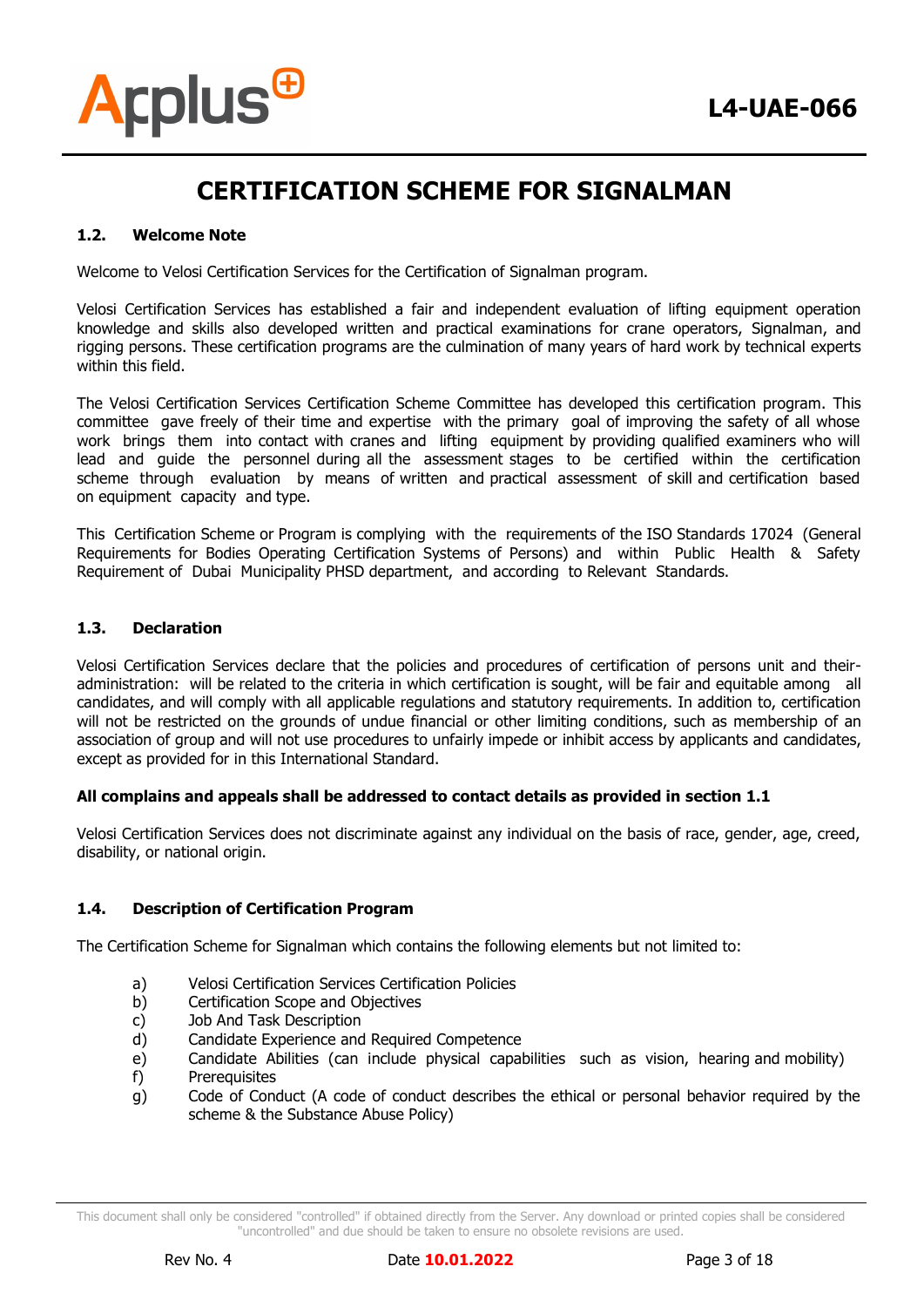# CERTIFICATION SCHEME FOR SIGNALMAN

## 1.2. Welcome Note

Welcome to Velosi Certification Services for the Certification of Signalman program.

Velosi Certification Services has established a fair and independent evaluation of lifting equipment operation knowledge and skills also developed written and practical examinations for crane operators, Signalman, and rigging persons. These certification programs are the culmination of many years of hard work by technical experts within this field.

The Velosi Certification Services Certification Scheme Committee has developed this certification program. This committee gave freely of their time and expertise with the primary goal of improving the safety of all whose work brings them into contact with cranes and lifting equipment by providing qualified examiners who will lead and guide the personnel during all the assessment stages to be certified within the certification scheme through evaluation by means of written and practical assessment of skill and certification based on equipment capacity and type.

This Certification Scheme or Program is complying with the requirements of the ISO Standards 17024 (General Requirements for Bodies Operating Certification Systems of Persons) and within Public Health & Safety Requirement of Dubai Municipality PHSD department, and according to Relevant Standards.

## 1.3. Declaration

Velosi Certification Services declare that the policies and procedures of certification of persons unit and their-administration: will be related to the criteria in which certification is sought, will be fair and equitable among all candidates, and will comply with all applicable regulations and statutory requirements. In addition to, certification will not be restricted on the grounds of undue financial or other limiting conditions, such as membership of an association of group and will not use procedures to unfairly impede or inhibit access by applicants and candidates, except as provided for in this International Standard.

**All complains and appeals shall be addressed to contact details as provided in section 1.1**

Velosi Certification Services does not discriminate against any individual on the basis of race, gender, age, creed, disability, or national origin.

## 1.4. Description of Certification Program

The Certification Scheme for Signalman which contains the following elements but not limited to:

a) Velosi Certification Services Certification Policies
b) Certification Scope and Objectives
c) Job And Task Description
d) Candidate Experience and Required Competence
e) Candidate Abilities (can include physical capabilities such as vision, hearing and mobility)
f) Prerequisites
g) Code of Conduct (A code of conduct describes the ethical or personal behavior required by the scheme & the Substance Abuse Policy)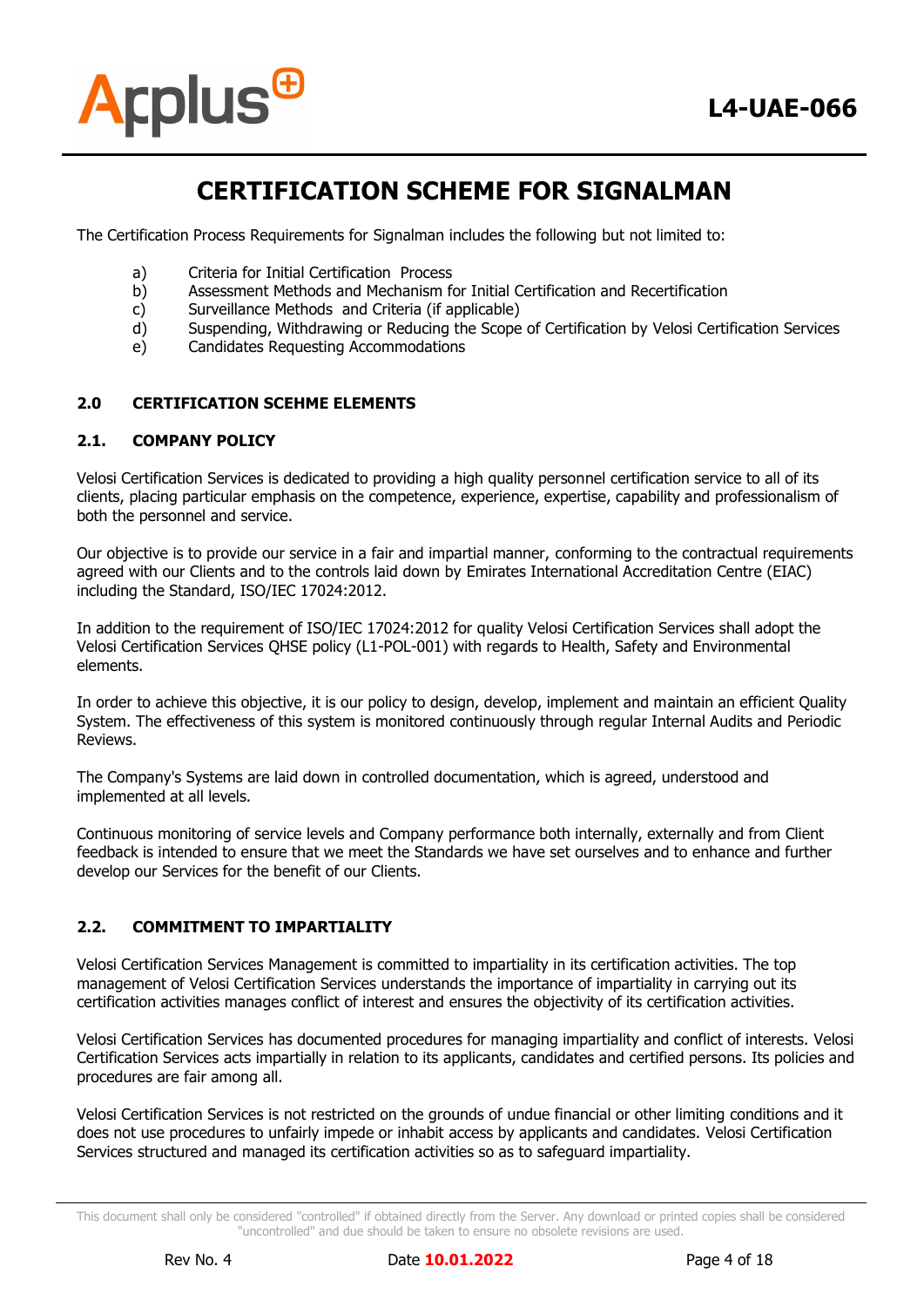# CERTIFICATION SCHEME FOR SIGNALMAN

The Certification Process Requirements for Signalman includes the following but not limited to:

a) Criteria for Initial Certification Process
b) Assessment Methods and Mechanism for Initial Certification and Recertification
c) Surveillance Methods and Criteria (if applicable)
d) Suspending, Withdrawing or Reducing the Scope of Certification by Velosi Certification Services
e) Candidates Requesting Accommodations

## 2.0 CERTIFICATION SCEHME ELEMENTS

### 2.1. COMPANY POLICY

Velosi Certification Services is dedicated to providing a high quality personnel certification service to all of its clients, placing particular emphasis on the competence, experience, expertise, capability and professionalism of both the personnel and service.

Our objective is to provide our service in a fair and impartial manner, conforming to the contractual requirements agreed with our Clients and to the controls laid down by Emirates International Accreditation Centre (EIAC) including the Standard, ISO/IEC 17024:2012.

In addition to the requirement of ISO/IEC 17024:2012 for quality Velosi Certification Services shall adopt the Velosi Certification Services QHSE policy (L1-POL-001) with regards to Health, Safety and Environmental elements.

In order to achieve this objective, it is our policy to design, develop, implement and maintain an efficient Quality System. The effectiveness of this system is monitored continuously through regular Internal Audits and Periodic Reviews.

The Company's Systems are laid down in controlled documentation, which is agreed, understood and implemented at all levels.

Continuous monitoring of service levels and Company performance both internally, externally and from Client feedback is intended to ensure that we meet the Standards we have set ourselves and to enhance and further develop our Services for the benefit of our Clients.

### 2.2. COMMITMENT TO IMPARTIALITY

Velosi Certification Services Management is committed to impartiality in its certification activities. The top management of Velosi Certification Services understands the importance of impartiality in carrying out its certification activities manages conflict of interest and ensures the objectivity of its certification activities.

Velosi Certification Services has documented procedures for managing impartiality and conflict of interests. Velosi Certification Services acts impartially in relation to its applicants, candidates and certified persons. Its policies and procedures are fair among all.

Velosi Certification Services is not restricted on the grounds of undue financial or other limiting conditions and it does not use procedures to unfairly impede or inhabit access by applicants and candidates. Velosi Certification Services structured and managed its certification activities so as to safeguard impartiality.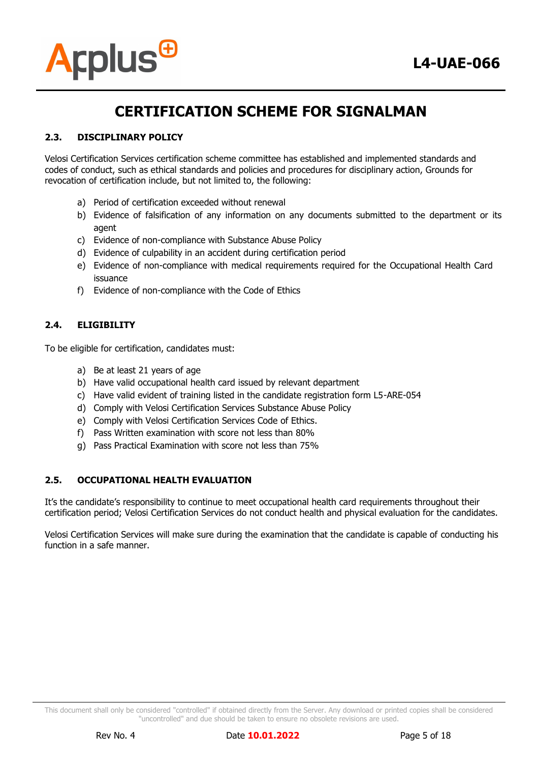## 2.3. DISCIPLINARY POLICY

Velosi Certification Services certification scheme committee has established and implemented standards and codes of conduct, such as ethical standards and policies and procedures for disciplinary action, Grounds for revocation of certification include, but not limited to, the following:

a) Period of certification exceeded without renewal
b) Evidence of falsification of any information on any documents submitted to the department or its agent
c) Evidence of non-compliance with Substance Abuse Policy
d) Evidence of culpability in an accident during certification period
e) Evidence of non-compliance with medical requirements required for the Occupational Health Card issuance
f) Evidence of non-compliance with the Code of Ethics

## 2.4. ELIGIBILITY

To be eligible for certification, candidates must:

a) Be at least 21 years of age
b) Have valid occupational health card issued by relevant department
c) Have valid evident of training listed in the candidate registration form L5-ARE-054
d) Comply with Velosi Certification Services Substance Abuse Policy
e) Comply with Velosi Certification Services Code of Ethics.
f) Pass Written examination with score not less than 80%
g) Pass Practical Examination with score not less than 75%

## 2.5. OCCUPATIONAL HEALTH EVALUATION

It's the candidate's responsibility to continue to meet occupational health card requirements throughout their certification period; Velosi Certification Services do not conduct health and physical evaluation for the candidates.

Velosi Certification Services will make sure during the examination that the candidate is capable of conducting his function in a safe manner.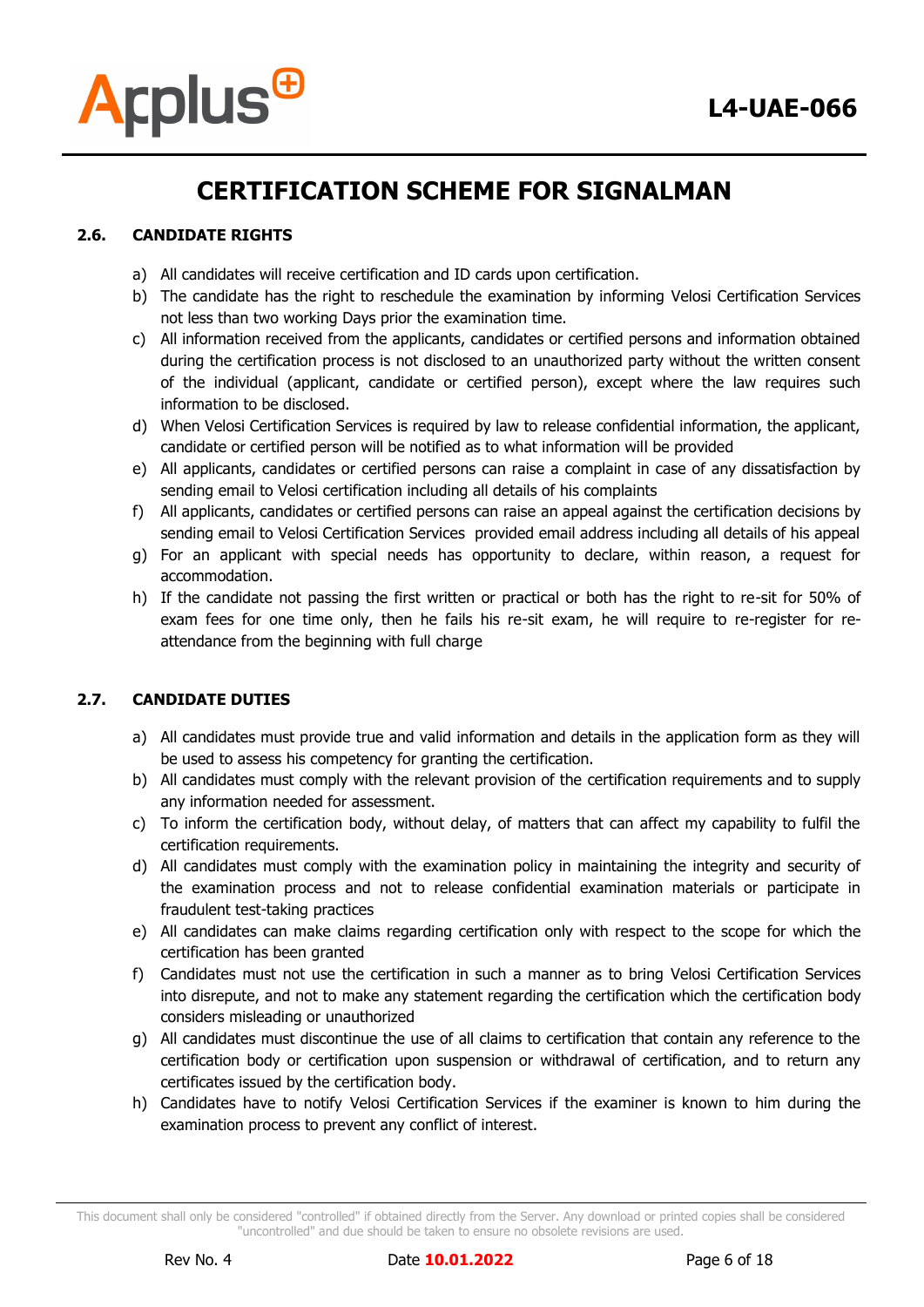# CERTIFICATION SCHEME FOR SIGNALMAN

### 2.6. CANDIDATE RIGHTS

a) All candidates will receive certification and ID cards upon certification.
b) The candidate has the right to reschedule the examination by informing Velosi Certification Services not less than two working Days prior the examination time.
c) All information received from the applicants, candidates or certified persons and information obtained during the certification process is not disclosed to an unauthorized party without the written consent of the individual (applicant, candidate or certified person), except where the law requires such information to be disclosed.
d) When Velosi Certification Services is required by law to release confidential information, the applicant, candidate or certified person will be notified as to what information will be provided
e) All applicants, candidates or certified persons can raise a complaint in case of any dissatisfaction by sending email to Velosi certification including all details of his complaints
f) All applicants, candidates or certified persons can raise an appeal against the certification decisions by sending email to Velosi Certification Services provided email address including all details of his appeal
g) For an applicant with special needs has opportunity to declare, within reason, a request for accommodation.
h) If the candidate not passing the first written or practical or both has the right to re-sit for 50% of exam fees for one time only, then he fails his re-sit exam, he will require to re-register for re-attendance from the beginning with full charge

### 2.7. CANDIDATE DUTIES

a) All candidates must provide true and valid information and details in the application form as they will be used to assess his competency for granting the certification.
b) All candidates must comply with the relevant provision of the certification requirements and to supply any information needed for assessment.
c) To inform the certification body, without delay, of matters that can affect my capability to fulfil the certification requirements.
d) All candidates must comply with the examination policy in maintaining the integrity and security of the examination process and not to release confidential examination materials or participate in fraudulent test-taking practices
e) All candidates can make claims regarding certification only with respect to the scope for which the certification has been granted
f) Candidates must not use the certification in such a manner as to bring Velosi Certification Services into disrepute, and not to make any statement regarding the certification which the certification body considers misleading or unauthorized
g) All candidates must discontinue the use of all claims to certification that contain any reference to the certification body or certification upon suspension or withdrawal of certification, and to return any certificates issued by the certification body.
h) Candidates have to notify Velosi Certification Services if the examiner is known to him during the examination process to prevent any conflict of interest.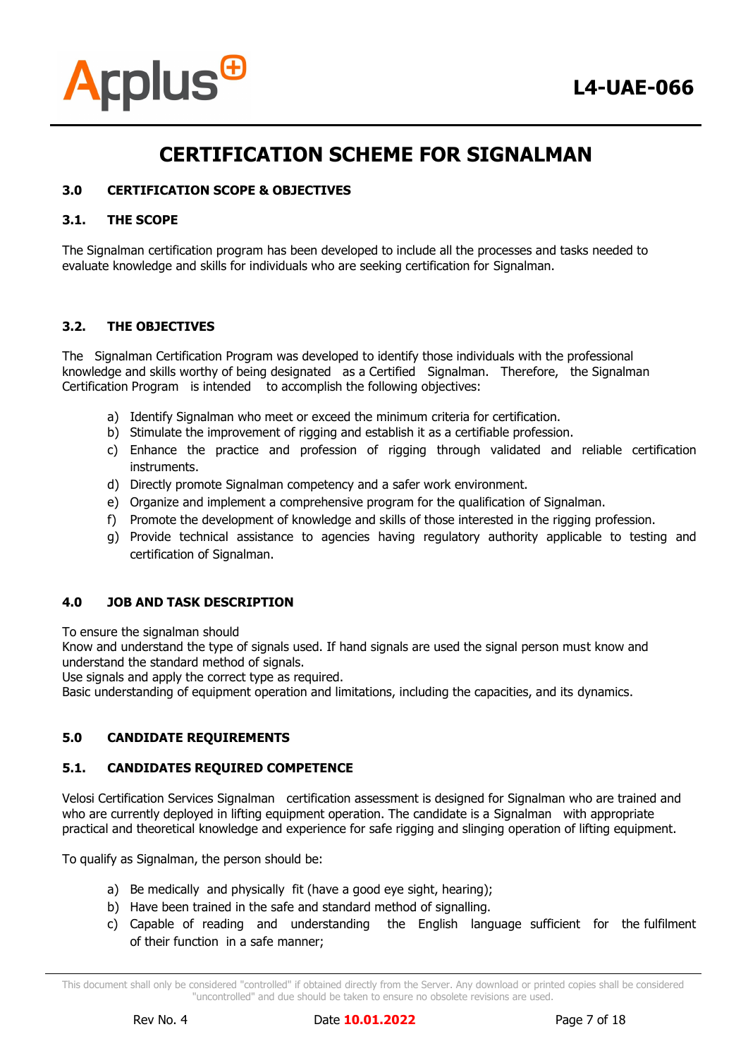# CERTIFICATION SCHEME FOR SIGNALMAN

## 3.0 CERTIFICATION SCOPE & OBJECTIVES

### 3.1. THE SCOPE

The Signalman certification program has been developed to include all the processes and tasks needed to evaluate knowledge and skills for individuals who are seeking certification for Signalman.

### 3.2. THE OBJECTIVES

The Signalman Certification Program was developed to identify those individuals with the professional knowledge and skills worthy of being designated as a Certified Signalman. Therefore, the Signalman Certification Program is intended to accomplish the following objectives:

a) Identify Signalman who meet or exceed the minimum criteria for certification.
b) Stimulate the improvement of rigging and establish it as a certifiable profession.
c) Enhance the practice and profession of rigging through validated and reliable certification instruments.
d) Directly promote Signalman competency and a safer work environment.
e) Organize and implement a comprehensive program for the qualification of Signalman.
f) Promote the development of knowledge and skills of those interested in the rigging profession.
g) Provide technical assistance to agencies having regulatory authority applicable to testing and certification of Signalman.

## 4.0 JOB AND TASK DESCRIPTION

To ensure the signalman should
Know and understand the type of signals used. If hand signals are used the signal person must know and understand the standard method of signals.
Use signals and apply the correct type as required.
Basic understanding of equipment operation and limitations, including the capacities, and its dynamics.

## 5.0 CANDIDATE REQUIREMENTS

### 5.1. CANDIDATES REQUIRED COMPETENCE

Velosi Certification Services Signalman certification assessment is designed for Signalman who are trained and who are currently deployed in lifting equipment operation. The candidate is a Signalman with appropriate practical and theoretical knowledge and experience for safe rigging and slinging operation of lifting equipment.

To qualify as Signalman, the person should be:

a) Be medically and physically fit (have a good eye sight, hearing);
b) Have been trained in the safe and standard method of signalling.
c) Capable of reading and understanding the English language sufficient for the fulfilment of their function in a safe manner;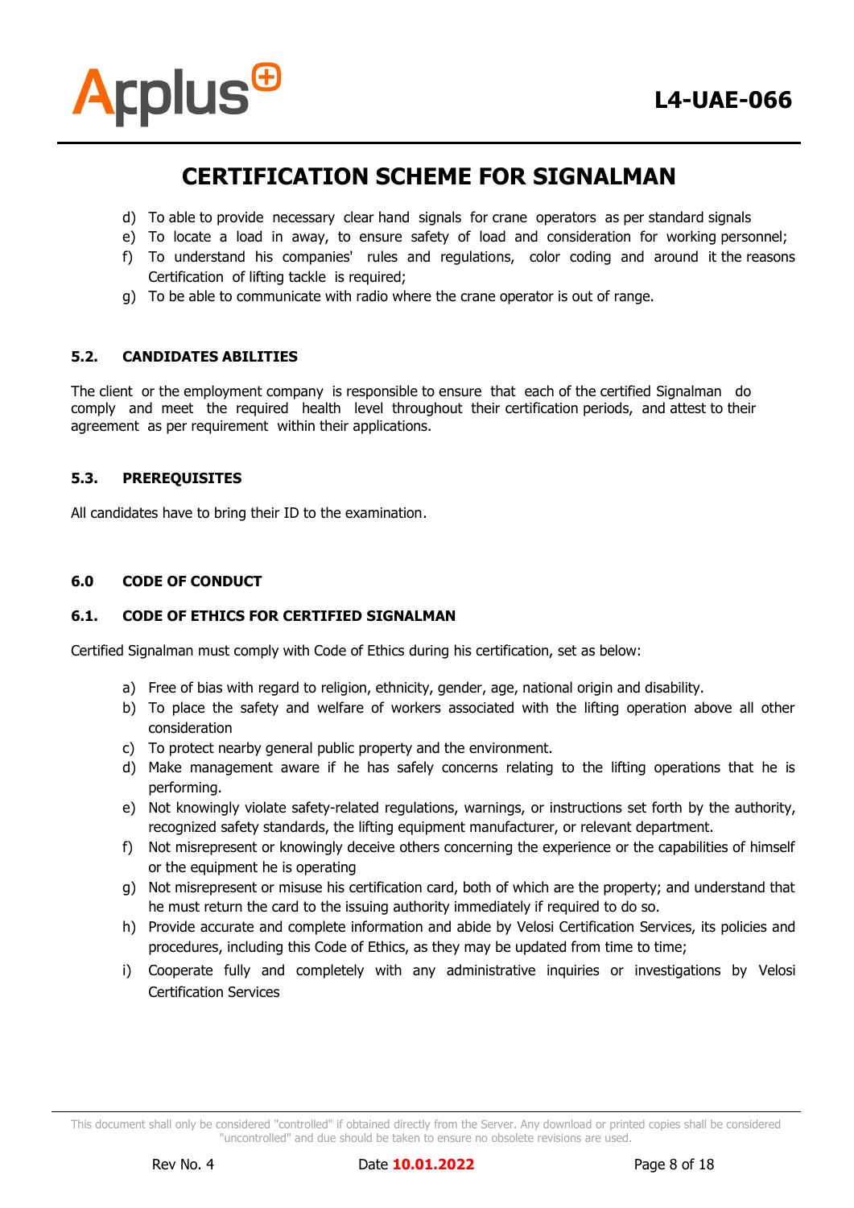d) To able to provide necessary clear hand signals for crane operators as per standard signals
e) To locate a load in away, to ensure safety of load and consideration for working personnel;
f) To understand his companies' rules and regulations, color coding and around it the reasons Certification of lifting tackle is required;
g) To be able to communicate with radio where the crane operator is out of range.

### 5.2. CANDIDATES ABILITIES

The client or the employment company is responsible to ensure that each of the certified Signalman do comply and meet the required health level throughout their certification periods, and attest to their agreement as per requirement within their applications.

### 5.3. PREREQUISITES

All candidates have to bring their ID to the examination.

## 6.0 CODE OF CONDUCT

### 6.1. CODE OF ETHICS FOR CERTIFIED SIGNALMAN

Certified Signalman must comply with Code of Ethics during his certification, set as below:

a) Free of bias with regard to religion, ethnicity, gender, age, national origin and disability.
b) To place the safety and welfare of workers associated with the lifting operation above all other consideration
c) To protect nearby general public property and the environment.
d) Make management aware if he has safely concerns relating to the lifting operations that he is performing.
e) Not knowingly violate safety-related regulations, warnings, or instructions set forth by the authority, recognized safety standards, the lifting equipment manufacturer, or relevant department.
f) Not misrepresent or knowingly deceive others concerning the experience or the capabilities of himself or the equipment he is operating
g) Not misrepresent or misuse his certification card, both of which are the property; and understand that he must return the card to the issuing authority immediately if required to do so.
h) Provide accurate and complete information and abide by Velosi Certification Services, its policies and procedures, including this Code of Ethics, as they may be updated from time to time;
i) Cooperate fully and completely with any administrative inquiries or investigations by Velosi Certification Services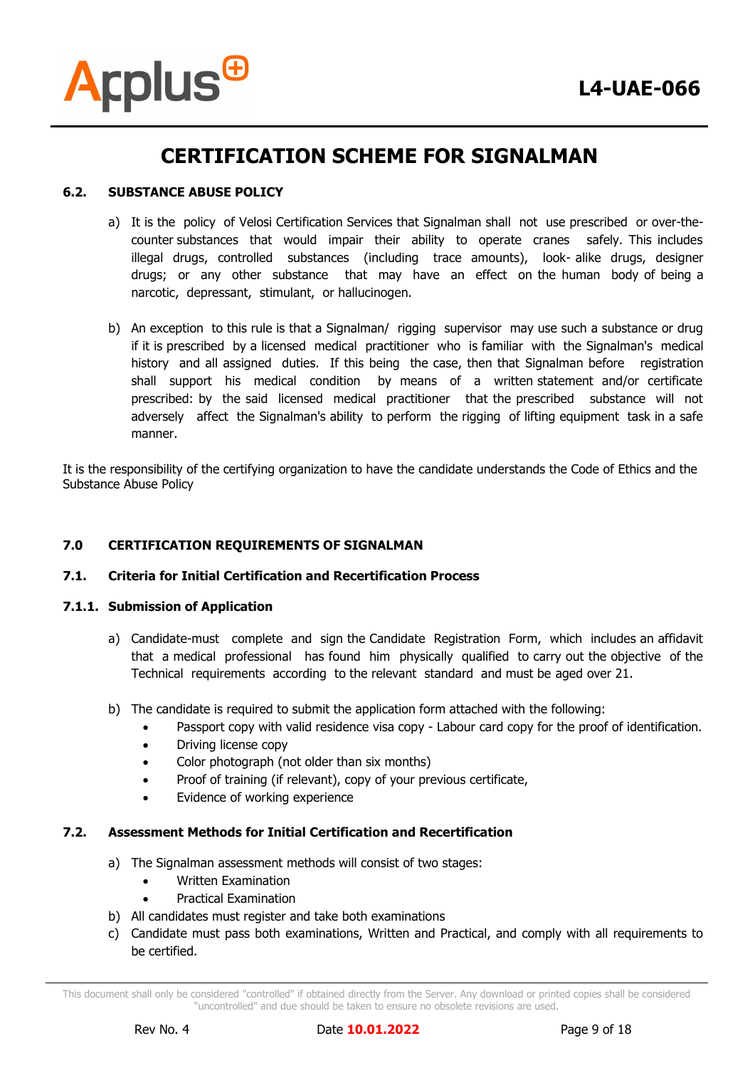# CERTIFICATION SCHEME FOR SIGNALMAN

### 6.2. SUBSTANCE ABUSE POLICY

a) It is the policy of Velosi Certification Services that Signalman shall not use prescribed or over-the-counter substances that would impair their ability to operate cranes safely. This includes illegal drugs, controlled substances (including trace amounts), look- alike drugs, designer drugs; or any other substance that may have an effect on the human body of being a narcotic, depressant, stimulant, or hallucinogen.

b) An exception to this rule is that a Signalman/ rigging supervisor may use such a substance or drug if it is prescribed by a licensed medical practitioner who is familiar with the Signalman's medical history and all assigned duties. If this being the case, then that Signalman before registration shall support his medical condition by means of a written statement and/or certificate prescribed: by the said licensed medical practitioner that the prescribed substance will not adversely affect the Signalman's ability to perform the rigging of lifting equipment task in a safe manner.

It is the responsibility of the certifying organization to have the candidate understands the Code of Ethics and the Substance Abuse Policy

## 7.0 CERTIFICATION REQUIREMENTS OF SIGNALMAN

### 7.1. Criteria for Initial Certification and Recertification Process

#### 7.1.1. Submission of Application

a) Candidate-must complete and sign the Candidate Registration Form, which includes an affidavit that a medical professional has found him physically qualified to carry out the objective of the Technical requirements according to the relevant standard and must be aged over 21.

b) The candidate is required to submit the application form attached with the following:
- Passport copy with valid residence visa copy - Labour card copy for the proof of identification.
- Driving license copy
- Color photograph (not older than six months)
- Proof of training (if relevant), copy of your previous certificate,
- Evidence of working experience

### 7.2. Assessment Methods for Initial Certification and Recertification

a) The Signalman assessment methods will consist of two stages:
- Written Examination
- Practical Examination

b) All candidates must register and take both examinations

c) Candidate must pass both examinations, Written and Practical, and comply with all requirements to be certified.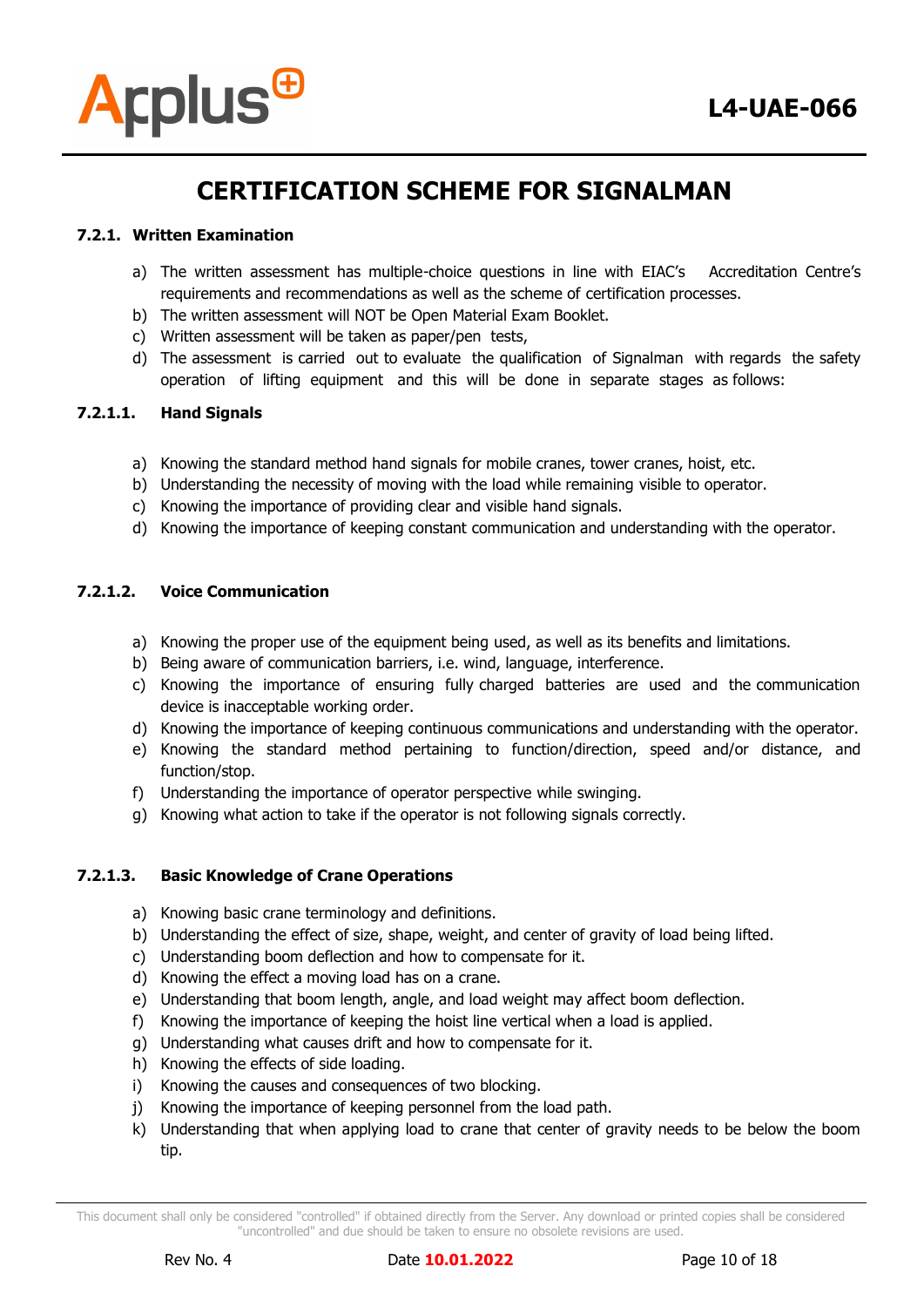# CERTIFICATION SCHEME FOR SIGNALMAN

### 7.2.1. Written Examination

a) The written assessment has multiple-choice questions in line with EIAC's Accreditation Centre's requirements and recommendations as well as the scheme of certification processes.
b) The written assessment will NOT be Open Material Exam Booklet.
c) Written assessment will be taken as paper/pen tests,
d) The assessment is carried out to evaluate the qualification of Signalman with regards the safety operation of lifting equipment and this will be done in separate stages as follows:

#### 7.2.1.1. Hand Signals

a) Knowing the standard method hand signals for mobile cranes, tower cranes, hoist, etc.
b) Understanding the necessity of moving with the load while remaining visible to operator.
c) Knowing the importance of providing clear and visible hand signals.
d) Knowing the importance of keeping constant communication and understanding with the operator.

#### 7.2.1.2. Voice Communication

a) Knowing the proper use of the equipment being used, as well as its benefits and limitations.
b) Being aware of communication barriers, i.e. wind, language, interference.
c) Knowing the importance of ensuring fully charged batteries are used and the communication device is inacceptable working order.
d) Knowing the importance of keeping continuous communications and understanding with the operator.
e) Knowing the standard method pertaining to function/direction, speed and/or distance, and function/stop.
f) Understanding the importance of operator perspective while swinging.
g) Knowing what action to take if the operator is not following signals correctly.

#### 7.2.1.3. Basic Knowledge of Crane Operations

a) Knowing basic crane terminology and definitions.
b) Understanding the effect of size, shape, weight, and center of gravity of load being lifted.
c) Understanding boom deflection and how to compensate for it.
d) Knowing the effect a moving load has on a crane.
e) Understanding that boom length, angle, and load weight may affect boom deflection.
f) Knowing the importance of keeping the hoist line vertical when a load is applied.
g) Understanding what causes drift and how to compensate for it.
h) Knowing the effects of side loading.
i) Knowing the causes and consequences of two blocking.
j) Knowing the importance of keeping personnel from the load path.
k) Understanding that when applying load to crane that center of gravity needs to be below the boom tip.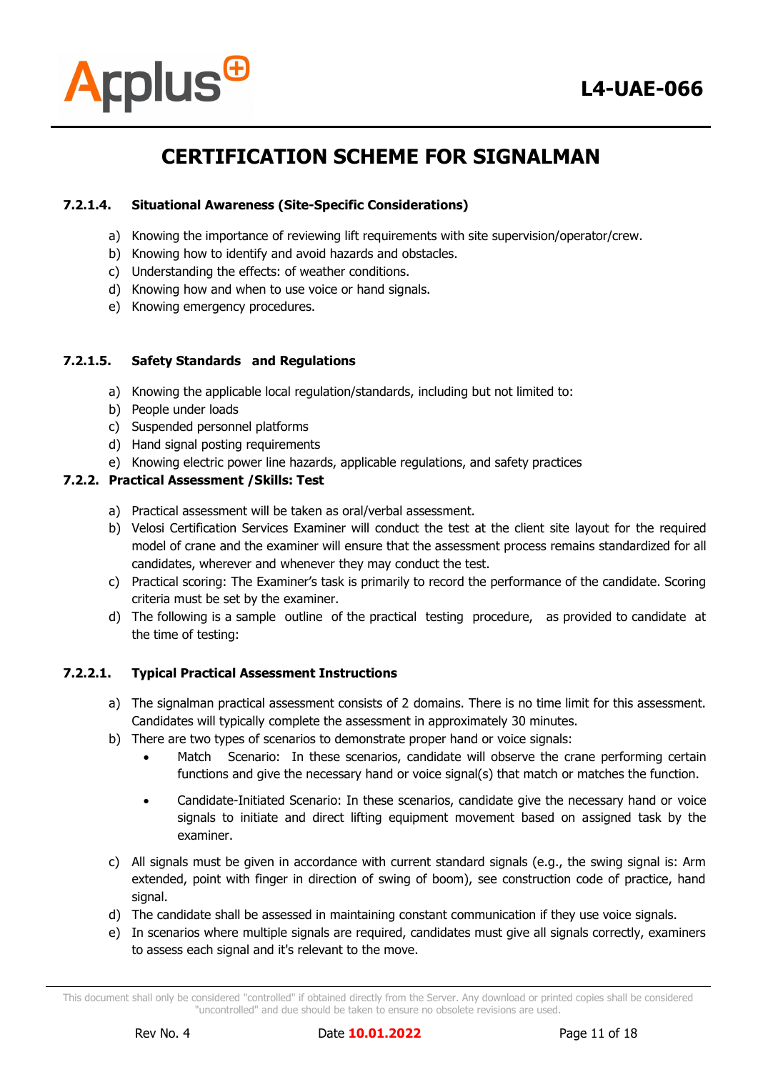# CERTIFICATION SCHEME FOR SIGNALMAN

#### 7.2.1.4. Situational Awareness (Site-Specific Considerations)

a) Knowing the importance of reviewing lift requirements with site supervision/operator/crew.
b) Knowing how to identify and avoid hazards and obstacles.
c) Understanding the effects: of weather conditions.
d) Knowing how and when to use voice or hand signals.
e) Knowing emergency procedures.

#### 7.2.1.5. Safety Standards and Regulations

a) Knowing the applicable local regulation/standards, including but not limited to:
b) People under loads
c) Suspended personnel platforms
d) Hand signal posting requirements
e) Knowing electric power line hazards, applicable regulations, and safety practices

### 7.2.2. Practical Assessment /Skills: Test

a) Practical assessment will be taken as oral/verbal assessment.
b) Velosi Certification Services Examiner will conduct the test at the client site layout for the required model of crane and the examiner will ensure that the assessment process remains standardized for all candidates, wherever and whenever they may conduct the test.
c) Practical scoring: The Examiner's task is primarily to record the performance of the candidate. Scoring criteria must be set by the examiner.
d) The following is a sample outline of the practical testing procedure, as provided to candidate at the time of testing:

#### 7.2.2.1. Typical Practical Assessment Instructions

a) The signalman practical assessment consists of 2 domains. There is no time limit for this assessment. Candidates will typically complete the assessment in approximately 30 minutes.
b) There are two types of scenarios to demonstrate proper hand or voice signals:
    - Match Scenario: In these scenarios, candidate will observe the crane performing certain functions and give the necessary hand or voice signal(s) that match or matches the function.
    - Candidate-Initiated Scenario: In these scenarios, candidate give the necessary hand or voice signals to initiate and direct lifting equipment movement based on assigned task by the examiner.
c) All signals must be given in accordance with current standard signals (e.g., the swing signal is: Arm extended, point with finger in direction of swing of boom), see construction code of practice, hand signal.
d) The candidate shall be assessed in maintaining constant communication if they use voice signals.
e) In scenarios where multiple signals are required, candidates must give all signals correctly, examiners to assess each signal and it's relevant to the move.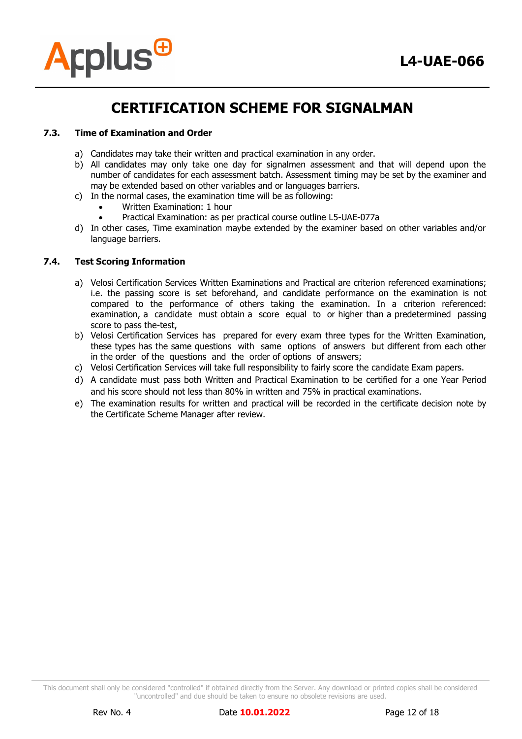### 7.3. Time of Examination and Order

a) Candidates may take their written and practical examination in any order.
b) All candidates may only take one day for signalmen assessment and that will depend upon the number of candidates for each assessment batch. Assessment timing may be set by the examiner and may be extended based on other variables and or languages barriers.
c) In the normal cases, the examination time will be as following:
   - Written Examination: 1 hour
   - Practical Examination: as per practical course outline L5-UAE-077a
d) In other cases, Time examination maybe extended by the examiner based on other variables and/or language barriers.

### 7.4. Test Scoring Information

a) Velosi Certification Services Written Examinations and Practical are criterion referenced examinations; i.e. the passing score is set beforehand, and candidate performance on the examination is not compared to the performance of others taking the examination. In a criterion referenced: examination, a candidate must obtain a score equal to or higher than a predetermined passing score to pass the-test,
b) Velosi Certification Services has prepared for every exam three types for the Written Examination, these types has the same questions with same options of answers but different from each other in the order of the questions and the order of options of answers;
c) Velosi Certification Services will take full responsibility to fairly score the candidate Exam papers.
d) A candidate must pass both Written and Practical Examination to be certified for a one Year Period and his score should not less than 80% in written and 75% in practical examinations.
e) The examination results for written and practical will be recorded in the certificate decision note by the Certificate Scheme Manager after review.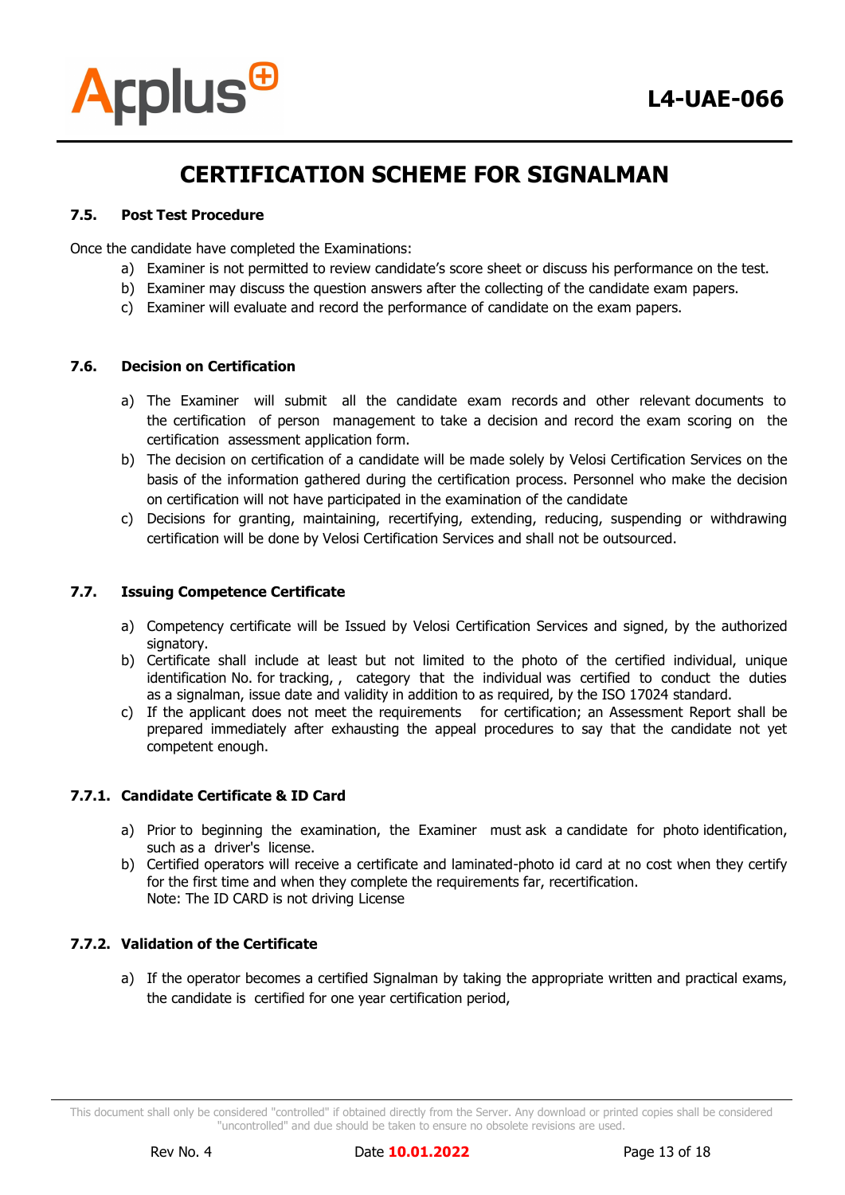# CERTIFICATION SCHEME FOR SIGNALMAN

### 7.5. Post Test Procedure

Once the candidate have completed the Examinations:

a) Examiner is not permitted to review candidate's score sheet or discuss his performance on the test.
b) Examiner may discuss the question answers after the collecting of the candidate exam papers.
c) Examiner will evaluate and record the performance of candidate on the exam papers.

### 7.6. Decision on Certification

a) The Examiner will submit all the candidate exam records and other relevant documents to the certification of person management to take a decision and record the exam scoring on the certification assessment application form.
b) The decision on certification of a candidate will be made solely by Velosi Certification Services on the basis of the information gathered during the certification process. Personnel who make the decision on certification will not have participated in the examination of the candidate
c) Decisions for granting, maintaining, recertifying, extending, reducing, suspending or withdrawing certification will be done by Velosi Certification Services and shall not be outsourced.

### 7.7. Issuing Competence Certificate

a) Competency certificate will be Issued by Velosi Certification Services and signed, by the authorized signatory.
b) Certificate shall include at least but not limited to the photo of the certified individual, unique identification No. for tracking, , category that the individual was certified to conduct the duties as a signalman, issue date and validity in addition to as required, by the ISO 17024 standard.
c) If the applicant does not meet the requirements for certification; an Assessment Report shall be prepared immediately after exhausting the appeal procedures to say that the candidate not yet competent enough.

#### 7.7.1. Candidate Certificate & ID Card

a) Prior to beginning the examination, the Examiner must ask a candidate for photo identification, such as a driver's license.
b) Certified operators will receive a certificate and laminated-photo id card at no cost when they certify for the first time and when they complete the requirements far, recertification.
Note: The ID CARD is not driving License

#### 7.7.2. Validation of the Certificate

a) If the operator becomes a certified Signalman by taking the appropriate written and practical exams, the candidate is certified for one year certification period,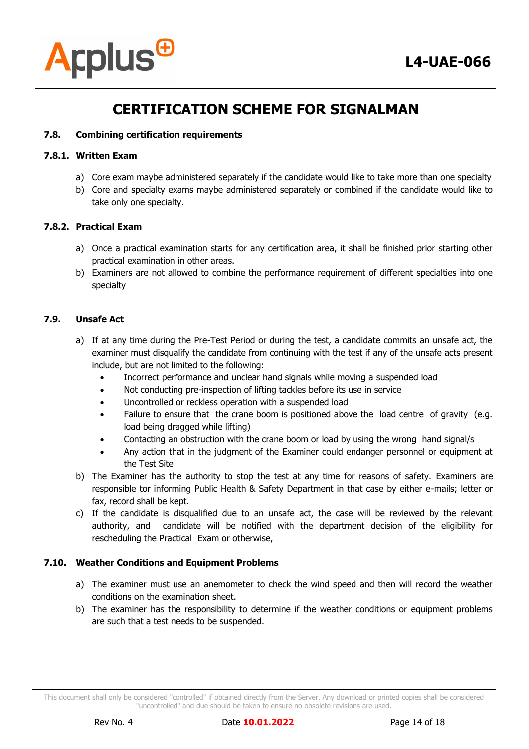# CERTIFICATION SCHEME FOR SIGNALMAN

### 7.8. Combining certification requirements

#### 7.8.1. Written Exam

a) Core exam maybe administered separately if the candidate would like to take more than one specialty
b) Core and specialty exams maybe administered separately or combined if the candidate would like to take only one specialty.

#### 7.8.2. Practical Exam

a) Once a practical examination starts for any certification area, it shall be finished prior starting other practical examination in other areas.
b) Examiners are not allowed to combine the performance requirement of different specialties into one specialty

### 7.9. Unsafe Act

a) If at any time during the Pre-Test Period or during the test, a candidate commits an unsafe act, the examiner must disqualify the candidate from continuing with the test if any of the unsafe acts present include, but are not limited to the following:
   - Incorrect performance and unclear hand signals while moving a suspended load
   - Not conducting pre-inspection of lifting tackles before its use in service
   - Uncontrolled or reckless operation with a suspended load
   - Failure to ensure that the crane boom is positioned above the load centre of gravity (e.g. load being dragged while lifting)
   - Contacting an obstruction with the crane boom or load by using the wrong hand signal/s
   - Any action that in the judgment of the Examiner could endanger personnel or equipment at the Test Site
b) The Examiner has the authority to stop the test at any time for reasons of safety. Examiners are responsible tor informing Public Health & Safety Department in that case by either e-mails; letter or fax, record shall be kept.
c) If the candidate is disqualified due to an unsafe act, the case will be reviewed by the relevant authority, and candidate will be notified with the department decision of the eligibility for rescheduling the Practical Exam or otherwise,

### 7.10. Weather Conditions and Equipment Problems

a) The examiner must use an anemometer to check the wind speed and then will record the weather conditions on the examination sheet.
b) The examiner has the responsibility to determine if the weather conditions or equipment problems are such that a test needs to be suspended.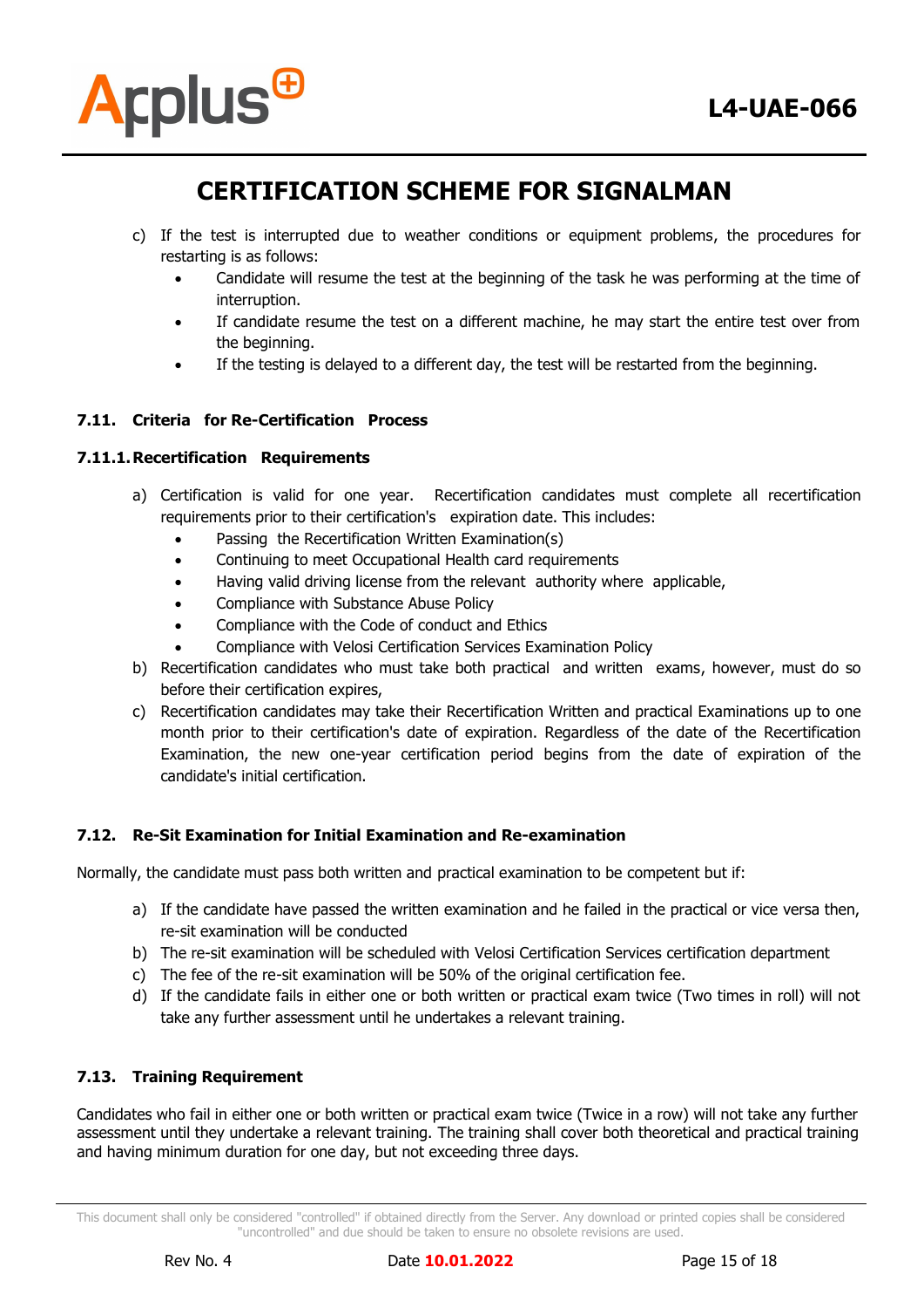c) If the test is interrupted due to weather conditions or equipment problems, the procedures for restarting is as follows:
   - Candidate will resume the test at the beginning of the task he was performing at the time of interruption.
   - If candidate resume the test on a different machine, he may start the entire test over from the beginning.
   - If the testing is delayed to a different day, the test will be restarted from the beginning.

### 7.11. Criteria for Re-Certification Process

#### 7.11.1. Recertification Requirements

a) Certification is valid for one year. Recertification candidates must complete all recertification requirements prior to their certification's expiration date. This includes:
   - Passing the Recertification Written Examination(s)
   - Continuing to meet Occupational Health card requirements
   - Having valid driving license from the relevant authority where applicable,
   - Compliance with Substance Abuse Policy
   - Compliance with the Code of conduct and Ethics
   - Compliance with Velosi Certification Services Examination Policy

b) Recertification candidates who must take both practical and written exams, however, must do so before their certification expires,

c) Recertification candidates may take their Recertification Written and practical Examinations up to one month prior to their certification's date of expiration. Regardless of the date of the Recertification Examination, the new one-year certification period begins from the date of expiration of the candidate's initial certification.

### 7.12. Re-Sit Examination for Initial Examination and Re-examination

Normally, the candidate must pass both written and practical examination to be competent but if:

a) If the candidate have passed the written examination and he failed in the practical or vice versa then, re-sit examination will be conducted
b) The re-sit examination will be scheduled with Velosi Certification Services certification department
c) The fee of the re-sit examination will be 50% of the original certification fee.
d) If the candidate fails in either one or both written or practical exam twice (Two times in roll) will not take any further assessment until he undertakes a relevant training.

### 7.13. Training Requirement

Candidates who fail in either one or both written or practical exam twice (Twice in a row) will not take any further assessment until they undertake a relevant training. The training shall cover both theoretical and practical training and having minimum duration for one day, but not exceeding three days.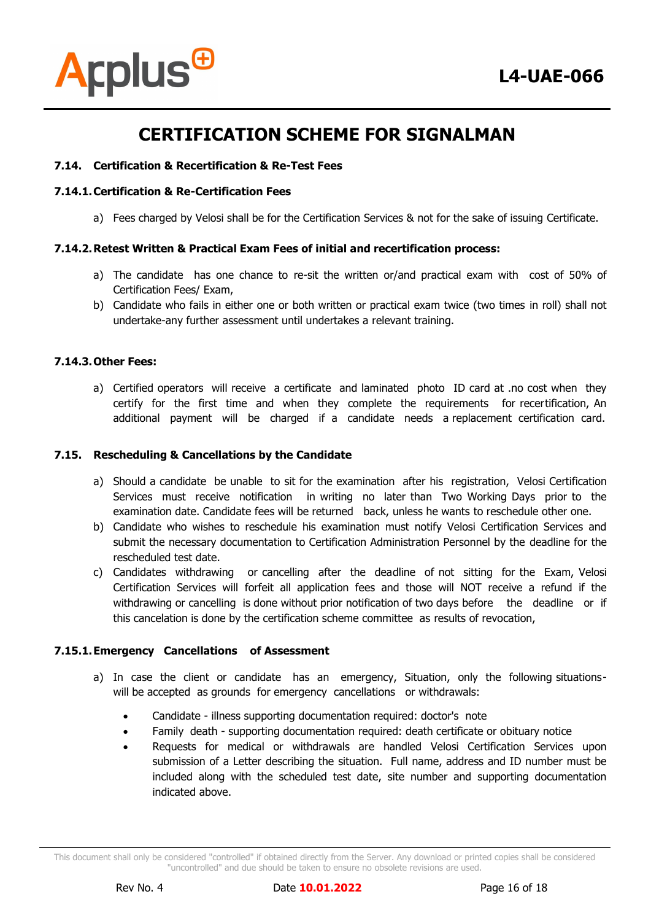# CERTIFICATION SCHEME FOR SIGNALMAN

### 7.14. Certification & Recertification & Re-Test Fees

#### 7.14.1. Certification & Re-Certification Fees

a) Fees charged by Velosi shall be for the Certification Services & not for the sake of issuing Certificate.

#### 7.14.2. Retest Written & Practical Exam Fees of initial and recertification process:

a) The candidate has one chance to re-sit the written or/and practical exam with cost of 50% of Certification Fees/ Exam,
b) Candidate who fails in either one or both written or practical exam twice (two times in roll) shall not undertake-any further assessment until undertakes a relevant training.

#### 7.14.3. Other Fees:

a) Certified operators will receive a certificate and laminated photo ID card at .no cost when they certify for the first time and when they complete the requirements for recertification, An additional payment will be charged if a candidate needs a replacement certification card.

### 7.15. Rescheduling & Cancellations by the Candidate

a) Should a candidate be unable to sit for the examination after his registration, Velosi Certification Services must receive notification in writing no later than Two Working Days prior to the examination date. Candidate fees will be returned back, unless he wants to reschedule other one.
b) Candidate who wishes to reschedule his examination must notify Velosi Certification Services and submit the necessary documentation to Certification Administration Personnel by the deadline for the rescheduled test date.
c) Candidates withdrawing or cancelling after the deadline of not sitting for the Exam, Velosi Certification Services will forfeit all application fees and those will NOT receive a refund if the withdrawing or cancelling is done without prior notification of two days before the deadline or if this cancelation is done by the certification scheme committee as results of revocation,

#### 7.15.1. Emergency Cancellations of Assessment

a) In case the client or candidate has an emergency, Situation, only the following situations-will be accepted as grounds for emergency cancellations or withdrawals:

- Candidate - illness supporting documentation required: doctor's note
- Family death - supporting documentation required: death certificate or obituary notice
- Requests for medical or withdrawals are handled Velosi Certification Services upon submission of a Letter describing the situation. Full name, address and ID number must be included along with the scheduled test date, site number and supporting documentation indicated above.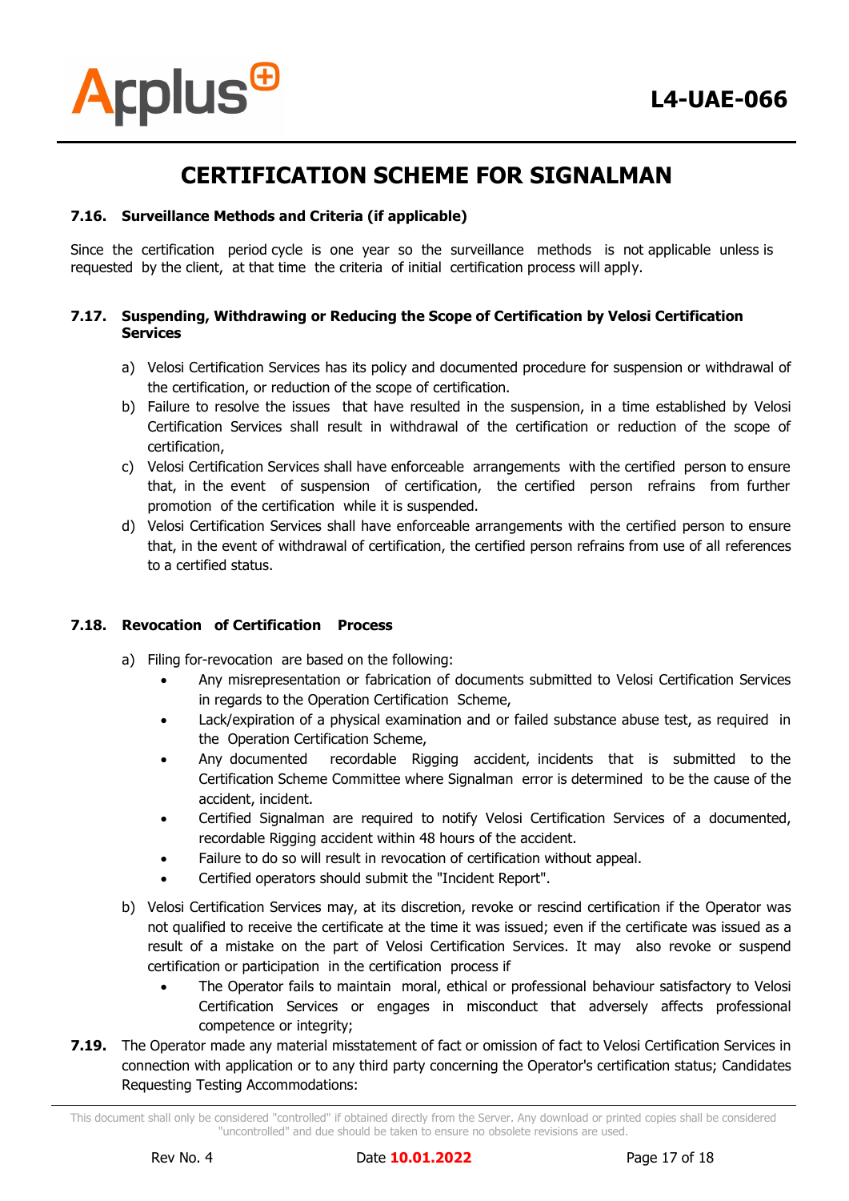### 7.16. Surveillance Methods and Criteria (if applicable)

Since the certification period cycle is one year so the surveillance methods is not applicable unless is requested by the client, at that time the criteria of initial certification process will apply.

### 7.17. Suspending, Withdrawing or Reducing the Scope of Certification by Velosi Certification Services

a) Velosi Certification Services has its policy and documented procedure for suspension or withdrawal of the certification, or reduction of the scope of certification.

b) Failure to resolve the issues that have resulted in the suspension, in a time established by Velosi Certification Services shall result in withdrawal of the certification or reduction of the scope of certification,

c) Velosi Certification Services shall have enforceable arrangements with the certified person to ensure that, in the event of suspension of certification, the certified person refrains from further promotion of the certification while it is suspended.

d) Velosi Certification Services shall have enforceable arrangements with the certified person to ensure that, in the event of withdrawal of certification, the certified person refrains from use of all references to a certified status.

### 7.18. Revocation of Certification Process

a) Filing for-revocation are based on the following:

- Any misrepresentation or fabrication of documents submitted to Velosi Certification Services in regards to the Operation Certification Scheme,
- Lack/expiration of a physical examination and or failed substance abuse test, as required in the Operation Certification Scheme,
- Any documented recordable Rigging accident, incidents that is submitted to the Certification Scheme Committee where Signalman error is determined to be the cause of the accident, incident.
- Certified Signalman are required to notify Velosi Certification Services of a documented, recordable Rigging accident within 48 hours of the accident.
- Failure to do so will result in revocation of certification without appeal.
- Certified operators should submit the "Incident Report".

b) Velosi Certification Services may, at its discretion, revoke or rescind certification if the Operator was not qualified to receive the certificate at the time it was issued; even if the certificate was issued as a result of a mistake on the part of Velosi Certification Services. It may also revoke or suspend certification or participation in the certification process if

- The Operator fails to maintain moral, ethical or professional behaviour satisfactory to Velosi Certification Services or engages in misconduct that adversely affects professional competence or integrity;

**7.19.** The Operator made any material misstatement of fact or omission of fact to Velosi Certification Services in connection with application or to any third party concerning the Operator's certification status; Candidates Requesting Testing Accommodations: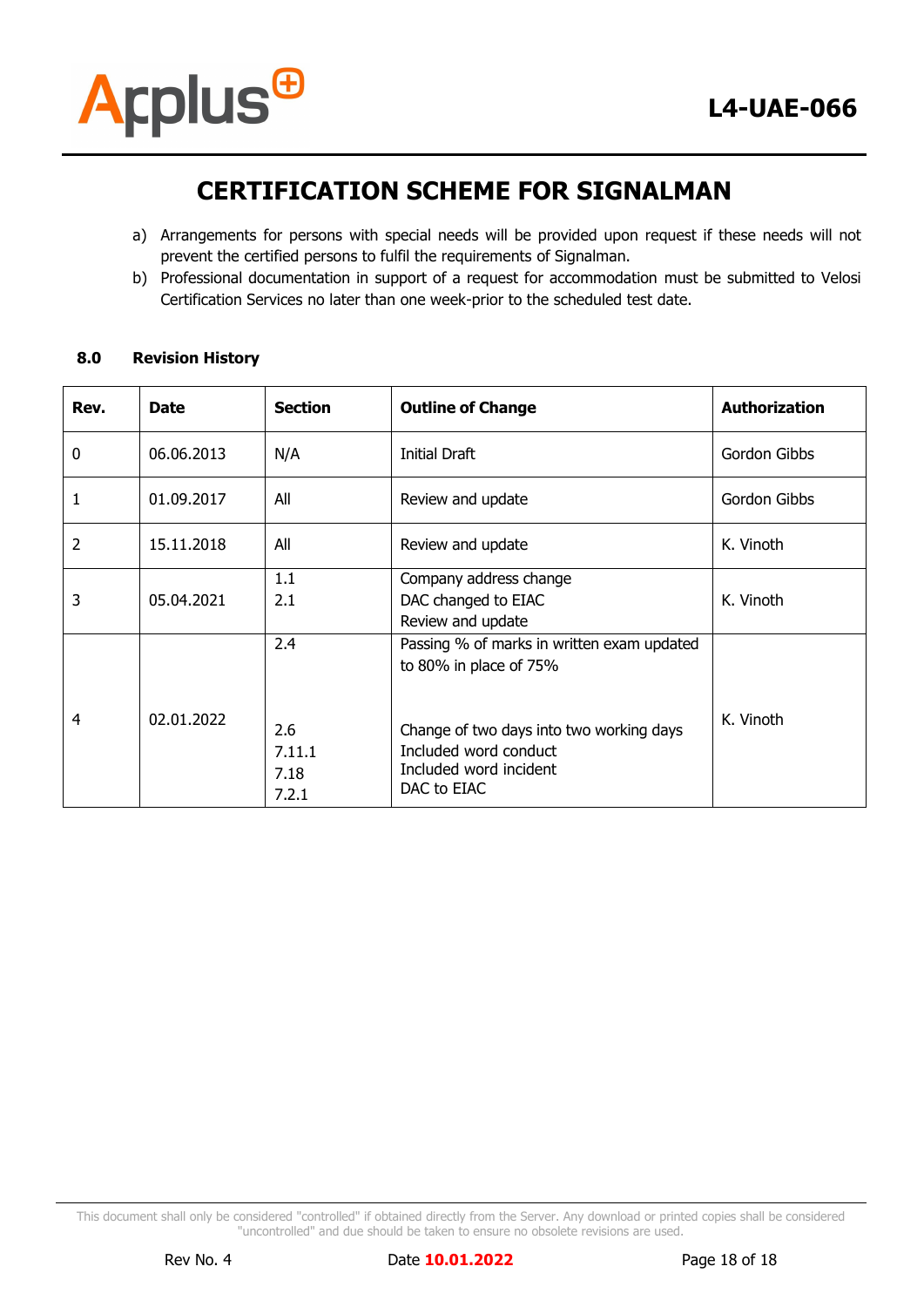a) Arrangements for persons with special needs will be provided upon request if these needs will not prevent the certified persons to fulfil the requirements of Signalman.
b) Professional documentation in support of a request for accommodation must be submitted to Velosi Certification Services no later than one week-prior to the scheduled test date.

## 8.0 Revision History

| Rev. | Date | Section | Outline of Change | Authorization |
|---|---|---|---|---|
| 0 | 06.06.2013 | N/A | Initial Draft | Gordon Gibbs |
| 1 | 01.09.2017 | All | Review and update | Gordon Gibbs |
| 2 | 15.11.2018 | All | Review and update | K. Vinoth |
| 3 | 05.04.2021 | 1.1<br>2.1 | Company address change<br>DAC changed to EIAC<br>Review and update | K. Vinoth |
| 4 | 02.01.2022 | 2.4<br><br>2.6<br>7.11.1<br>7.18<br>7.2.1 | Passing % of marks in written exam updated to 80% in place of 75%<br><br>Change of two days into two working days<br>Included word conduct<br>Included word incident<br>DAC to EIAC | K. Vinoth |